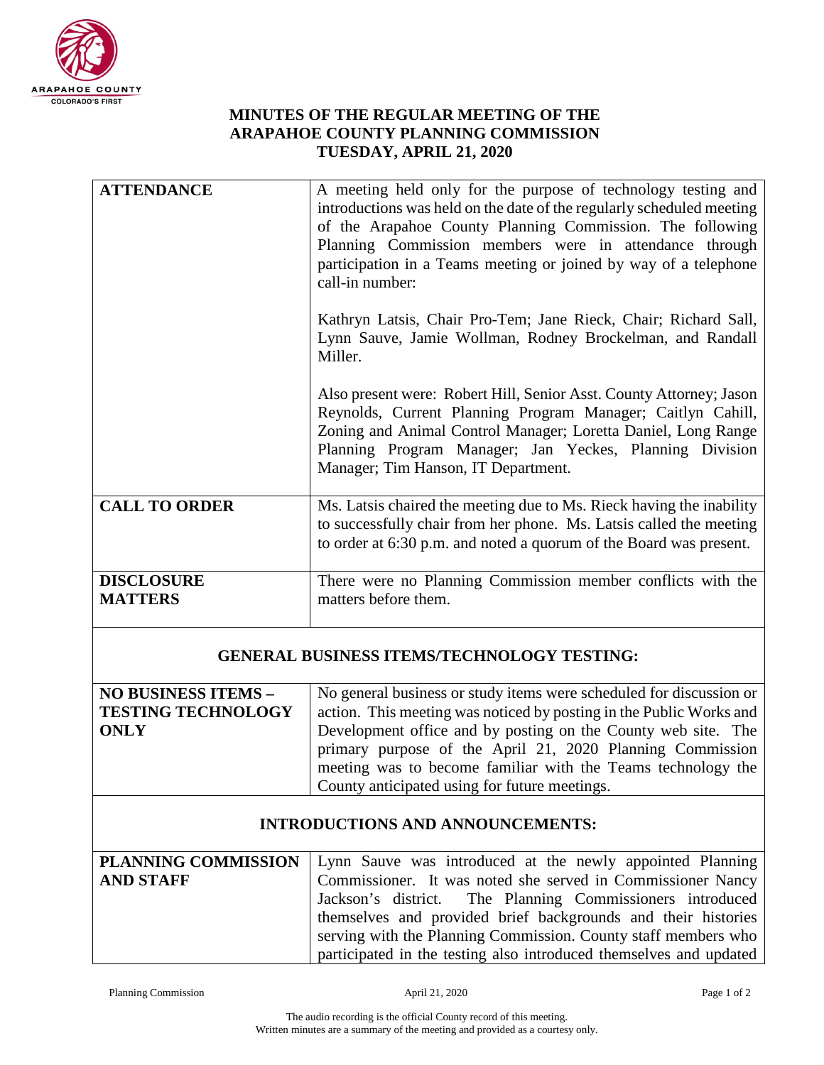# MINUTES OF THE REGULAR MEETING OF THE ARAPAHOE COUNTY PLANNING COMMISSION TUESDAY, APRIL 21, 2020

| | |
|---|---|
| **ATTENDANCE** | A meeting held only for the purpose of technology testing and introductions was held on the date of the regularly scheduled meeting of the Arapahoe County Planning Commission. The following Planning Commission members were in attendance through participation in a Teams meeting or joined by way of a telephone call-in number:<br><br>Kathryn Latsis, Chair Pro-Tem; Jane Rieck, Chair; Richard Sall, Lynn Sauve, Jamie Wollman, Rodney Brockelman, and Randall Miller.<br><br>Also present were: Robert Hill, Senior Asst. County Attorney; Jason Reynolds, Current Planning Program Manager; Caitlyn Cahill, Zoning and Animal Control Manager; Loretta Daniel, Long Range Planning Program Manager; Jan Yeckes, Planning Division Manager; Tim Hanson, IT Department. |
| **CALL TO ORDER** | Ms. Latsis chaired the meeting due to Ms. Rieck having the inability to successfully chair from her phone. Ms. Latsis called the meeting to order at 6:30 p.m. and noted a quorum of the Board was present. |
| **DISCLOSURE MATTERS** | There were no Planning Commission member conflicts with the matters before them. |

## GENERAL BUSINESS ITEMS/TECHNOLOGY TESTING:

| | |
|---|---|
| **NO BUSINESS ITEMS – TESTING TECHNOLOGY ONLY** | No general business or study items were scheduled for discussion or action. This meeting was noticed by posting in the Public Works and Development office and by posting on the County web site. The primary purpose of the April 21, 2020 Planning Commission meeting was to become familiar with the Teams technology the County anticipated using for future meetings. |

## INTRODUCTIONS AND ANNOUNCEMENTS:

| | |
|---|---|
| **PLANNING COMMISSION AND STAFF** | Lynn Sauve was introduced at the newly appointed Planning Commissioner. It was noted she served in Commissioner Nancy Jackson's district. The Planning Commissioners introduced themselves and provided brief backgrounds and their histories serving with the Planning Commission. County staff members who participated in the testing also introduced themselves and updated |

The audio recording is the official County record of this meeting.
Written minutes are a summary of the meeting and provided as a courtesy only.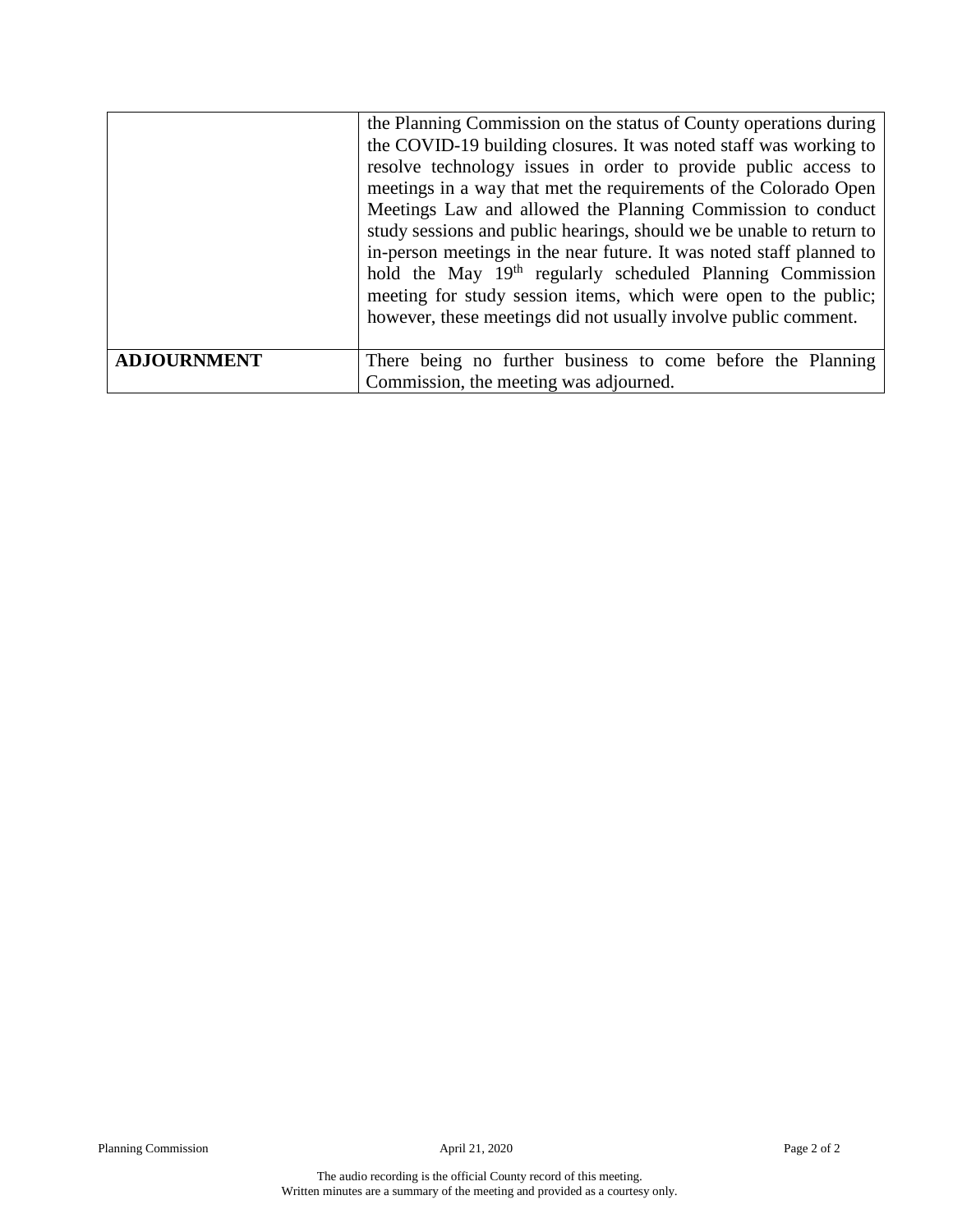| | |
|---|---|
| | the Planning Commission on the status of County operations during the COVID-19 building closures. It was noted staff was working to resolve technology issues in order to provide public access to meetings in a way that met the requirements of the Colorado Open Meetings Law and allowed the Planning Commission to conduct study sessions and public hearings, should we be unable to return to in-person meetings in the near future. It was noted staff planned to hold the May 19th regularly scheduled Planning Commission meeting for study session items, which were open to the public; however, these meetings did not usually involve public comment. |
| **ADJOURNMENT** | There being no further business to come before the Planning Commission, the meeting was adjourned. |

The audio recording is the official County record of this meeting.
Written minutes are a summary of the meeting and provided as a courtesy only.